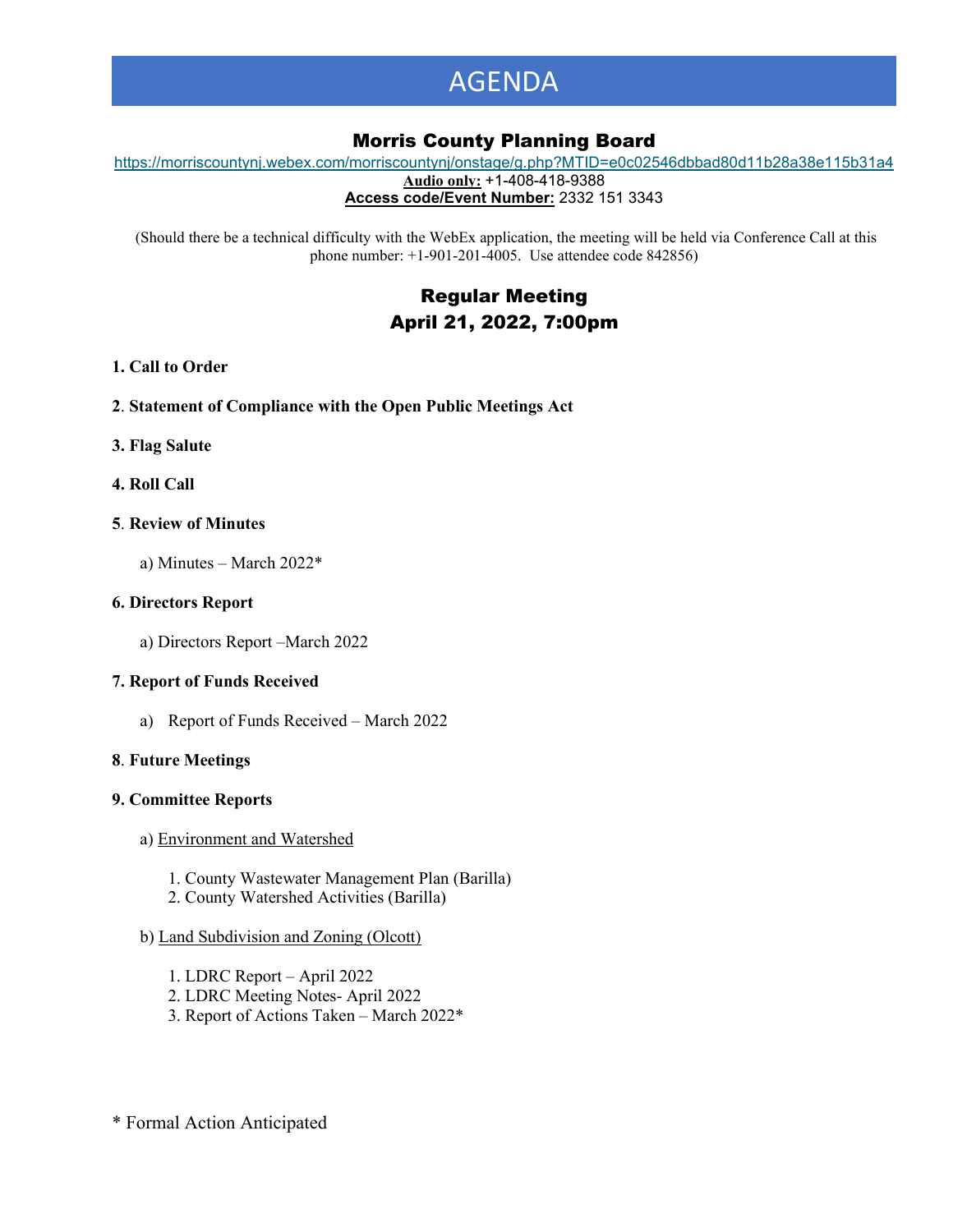# AGENDA

## Morris County Planning Board

https://morriscountynj.webex.com/morriscountynj/onstage/g.php?MTID=e0c02546dbbad80d11b28a38e115b31a4

**Audio only:** +1-408-418-9388

**Access code/Event Number:** 2332 151 3343

(Should there be a technical difficulty with the WebEx application, the meeting will be held via Conference Call at this phone number: +1-901-201-4005. Use attendee code 842856)

## Regular Meeting
## April 21, 2022, 7:00pm

**1. Call to Order**

**2. Statement of Compliance with the Open Public Meetings Act**

**3. Flag Salute**

**4. Roll Call**

**5. Review of Minutes**

a) Minutes – March 2022*

**6. Directors Report**

a) Directors Report –March 2022

**7. Report of Funds Received**

a) Report of Funds Received – March 2022

**8. Future Meetings**

**9. Committee Reports**

a) Environment and Watershed

1. County Wastewater Management Plan (Barilla)
2. County Watershed Activities (Barilla)

b) Land Subdivision and Zoning (Olcott)

1. LDRC Report – April 2022
2. LDRC Meeting Notes- April 2022
3. Report of Actions Taken – March 2022*

\* Formal Action Anticipated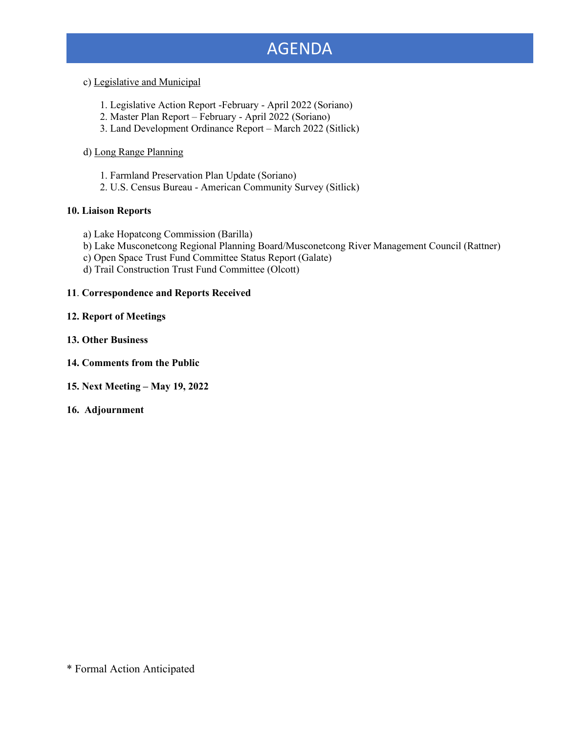# AGENDA

c) Legislative and Municipal

1. Legislative Action Report -February - April 2022 (Soriano)
2. Master Plan Report – February - April 2022 (Soriano)
3. Land Development Ordinance Report – March 2022 (Sitlick)

d) Long Range Planning

1. Farmland Preservation Plan Update (Soriano)
2. U.S. Census Bureau - American Community Survey (Sitlick)

**10. Liaison Reports**

a) Lake Hopatcong Commission (Barilla)
b) Lake Musconetcong Regional Planning Board/Musconetcong River Management Council (Rattner)
c) Open Space Trust Fund Committee Status Report (Galate)
d) Trail Construction Trust Fund Committee (Olcott)

**11. Correspondence and Reports Received**

**12. Report of Meetings**

**13. Other Business**

**14. Comments from the Public**

**15. Next Meeting – May 19, 2022**

**16. Adjournment**

* Formal Action Anticipated